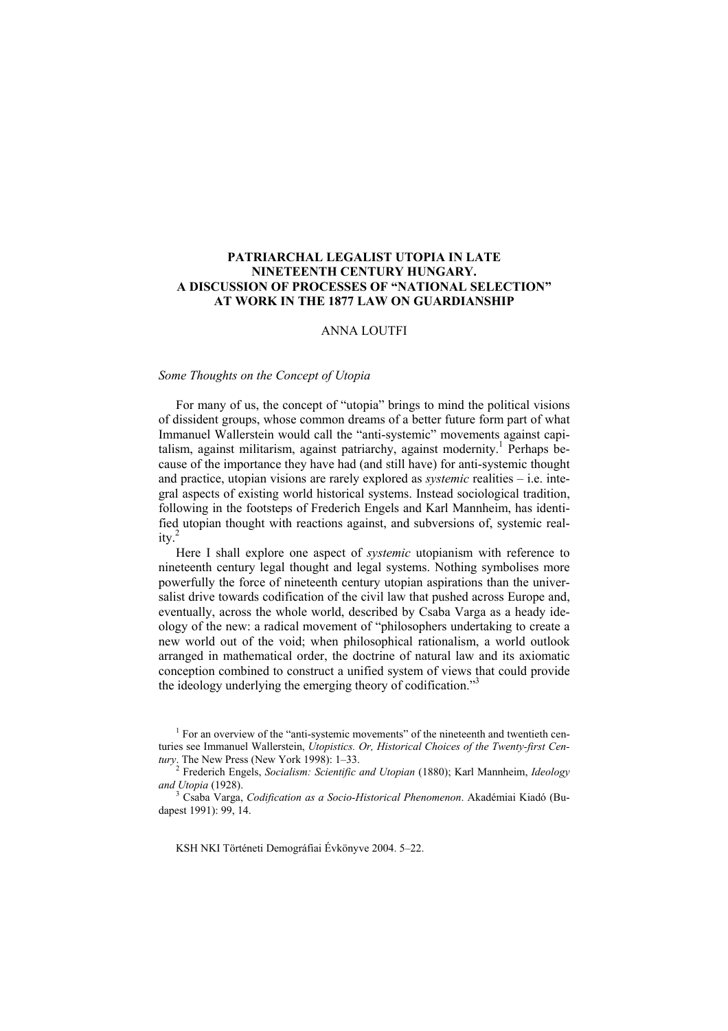# PATRIARCHAL LEGALIST UTOPIA IN LATE NINETEENTH CENTURY HUNGARY. A DISCUSSION OF PROCESSES OF "NATIONAL SELECTION" AT WORK IN THE 1877 LAW ON GUARDIANSHIP

ANNA LOUTFI

## *Some Thoughts on the Concept of Utopia*

For many of us, the concept of "utopia" brings to mind the political visions of dissident groups, whose common dreams of a better future form part of what Immanuel Wallerstein would call the "anti-systemic" movements against capitalism, against militarism, against patriarchy, against modernity.[1] Perhaps because of the importance they have had (and still have) for anti-systemic thought and practice, utopian visions are rarely explored as *systemic* realities – i.e. integral aspects of existing world historical systems. Instead sociological tradition, following in the footsteps of Frederich Engels and Karl Mannheim, has identified utopian thought with reactions against, and subversions of, systemic reality.[2]

Here I shall explore one aspect of *systemic* utopianism with reference to nineteenth century legal thought and legal systems. Nothing symbolises more powerfully the force of nineteenth century utopian aspirations than the universalist drive towards codification of the civil law that pushed across Europe and, eventually, across the whole world, described by Csaba Varga as a heady ideology of the new: a radical movement of "philosophers undertaking to create a new world out of the void; when philosophical rationalism, a world outlook arranged in mathematical order, the doctrine of natural law and its axiomatic conception combined to construct a unified system of views that could provide the ideology underlying the emerging theory of codification."[3]

---

[1] For an overview of the "anti-systemic movements" of the nineteenth and twentieth centuries see Immanuel Wallerstein, *Utopistics. Or, Historical Choices of the Twenty-first Century*. The New Press (New York 1998): 1–33.

[2] Frederich Engels, *Socialism: Scientific and Utopian* (1880); Karl Mannheim, *Ideology and Utopia* (1928).

[3] Csaba Varga, *Codification as a Socio-Historical Phenomenon*. Akadémiai Kiadó (Budapest 1991): 99, 14.

KSH NKI Történeti Demográfiai Évkönyve 2004. 5–22.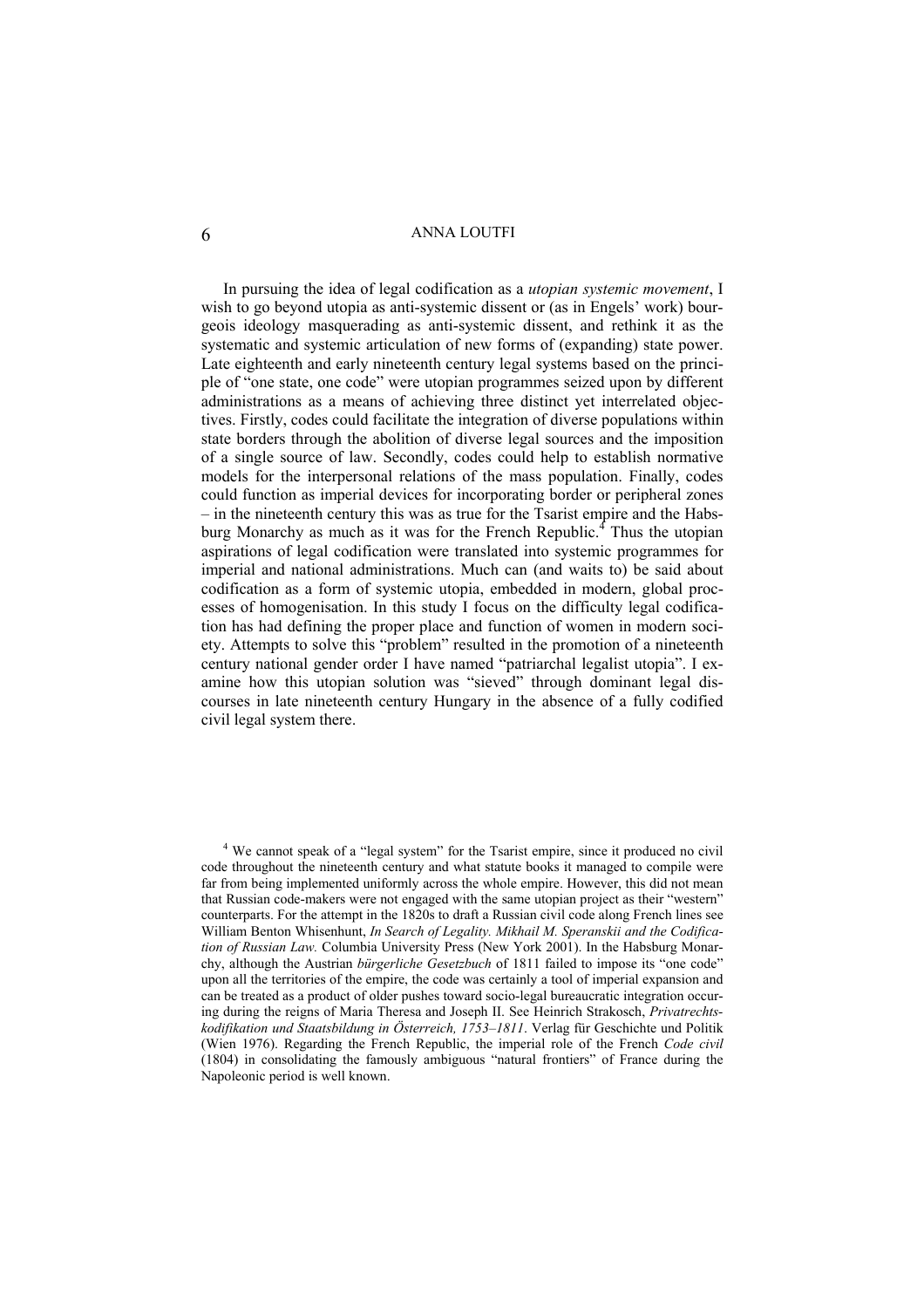In pursuing the idea of legal codification as a *utopian systemic movement*, I wish to go beyond utopia as anti-systemic dissent or (as in Engels' work) bourgeois ideology masquerading as anti-systemic dissent, and rethink it as the systematic and systemic articulation of new forms of (expanding) state power. Late eighteenth and early nineteenth century legal systems based on the principle of "one state, one code" were utopian programmes seized upon by different administrations as a means of achieving three distinct yet interrelated objectives. Firstly, codes could facilitate the integration of diverse populations within state borders through the abolition of diverse legal sources and the imposition of a single source of law. Secondly, codes could help to establish normative models for the interpersonal relations of the mass population. Finally, codes could function as imperial devices for incorporating border or peripheral zones – in the nineteenth century this was as true for the Tsarist empire and the Habsburg Monarchy as much as it was for the French Republic.[4] Thus the utopian aspirations of legal codification were translated into systemic programmes for imperial and national administrations. Much can (and waits to) be said about codification as a form of systemic utopia, embedded in modern, global processes of homogenisation. In this study I focus on the difficulty legal codification has had defining the proper place and function of women in modern society. Attempts to solve this "problem" resulted in the promotion of a nineteenth century national gender order I have named "patriarchal legalist utopia". I examine how this utopian solution was "sieved" through dominant legal discourses in late nineteenth century Hungary in the absence of a fully codified civil legal system there.

[4] We cannot speak of a "legal system" for the Tsarist empire, since it produced no civil code throughout the nineteenth century and what statute books it managed to compile were far from being implemented uniformly across the whole empire. However, this did not mean that Russian code-makers were not engaged with the same utopian project as their "western" counterparts. For the attempt in the 1820s to draft a Russian civil code along French lines see William Benton Whisenhunt, *In Search of Legality. Mikhail M. Speranskii and the Codification of Russian Law.* Columbia University Press (New York 2001). In the Habsburg Monarchy, although the Austrian *bürgerliche Gesetzbuch* of 1811 failed to impose its "one code" upon all the territories of the empire, the code was certainly a tool of imperial expansion and can be treated as a product of older pushes toward socio-legal bureaucratic integration occuring during the reigns of Maria Theresa and Joseph II. See Heinrich Strakosch, *Privatrechtskodifikation und Staatsbildung in Österreich, 1753–1811*. Verlag für Geschichte und Politik (Wien 1976). Regarding the French Republic, the imperial role of the French *Code civil* (1804) in consolidating the famously ambiguous "natural frontiers" of France during the Napoleonic period is well known.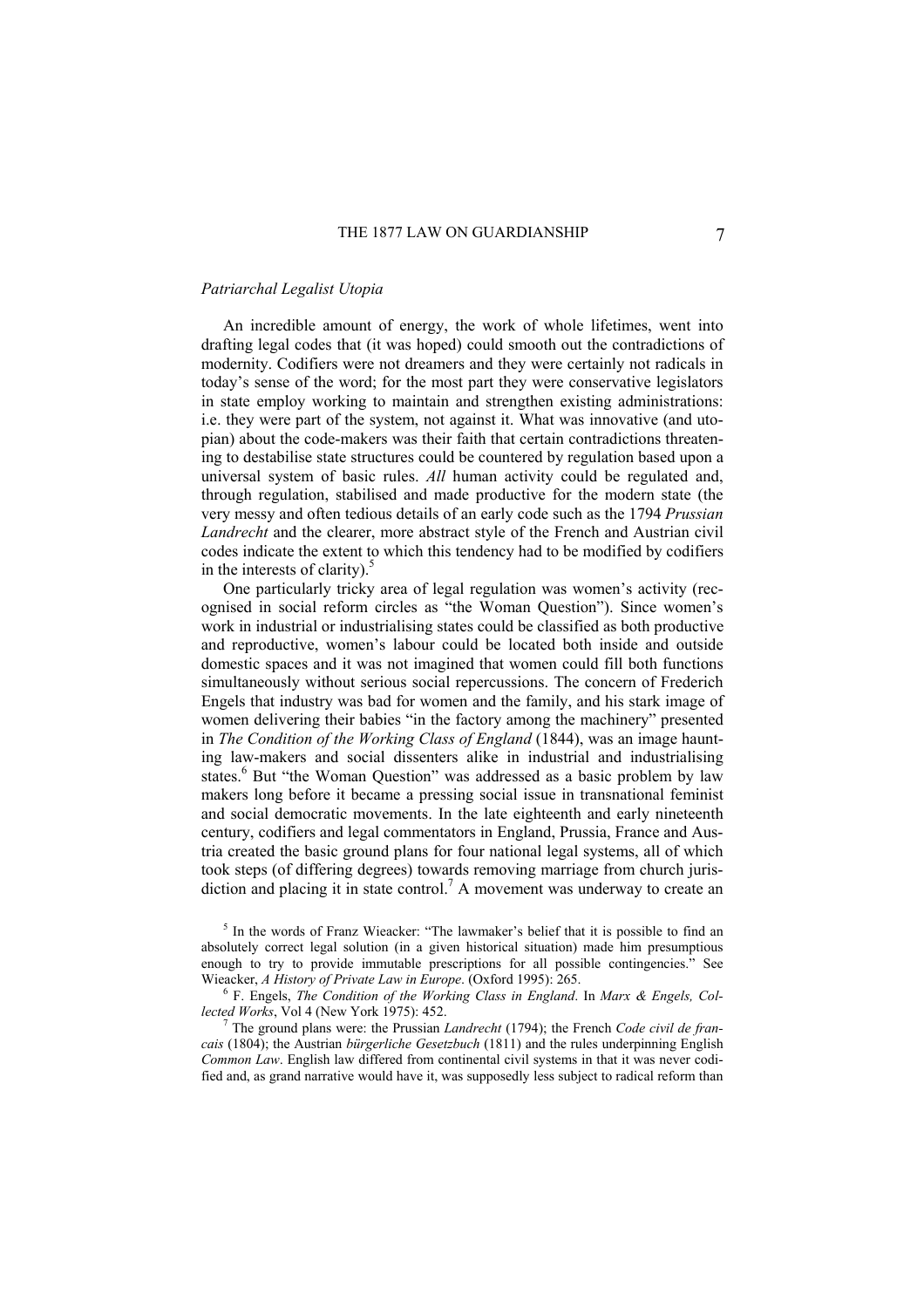*Patriarchal Legalist Utopia*

An incredible amount of energy, the work of whole lifetimes, went into drafting legal codes that (it was hoped) could smooth out the contradictions of modernity. Codifiers were not dreamers and they were certainly not radicals in today's sense of the word; for the most part they were conservative legislators in state employ working to maintain and strengthen existing administrations: i.e. they were part of the system, not against it. What was innovative (and utopian) about the code-makers was their faith that certain contradictions threatening to destabilise state structures could be countered by regulation based upon a universal system of basic rules. *All* human activity could be regulated and, through regulation, stabilised and made productive for the modern state (the very messy and often tedious details of an early code such as the 1794 *Prussian Landrecht* and the clearer, more abstract style of the French and Austrian civil codes indicate the extent to which this tendency had to be modified by codifiers in the interests of clarity).[5]

One particularly tricky area of legal regulation was women's activity (recognised in social reform circles as "the Woman Question"). Since women's work in industrial or industrialising states could be classified as both productive and reproductive, women's labour could be located both inside and outside domestic spaces and it was not imagined that women could fill both functions simultaneously without serious social repercussions. The concern of Frederich Engels that industry was bad for women and the family, and his stark image of women delivering their babies "in the factory among the machinery" presented in *The Condition of the Working Class of England* (1844), was an image haunting law-makers and social dissenters alike in industrial and industrialising states.[6] But "the Woman Question" was addressed as a basic problem by law makers long before it became a pressing social issue in transnational feminist and social democratic movements. In the late eighteenth and early nineteenth century, codifiers and legal commentators in England, Prussia, France and Austria created the basic ground plans for four national legal systems, all of which took steps (of differing degrees) towards removing marriage from church jurisdiction and placing it in state control.[7] A movement was underway to create an

[5] In the words of Franz Wieacker: "The lawmaker's belief that it is possible to find an absolutely correct legal solution (in a given historical situation) made him presumptious enough to try to provide immutable prescriptions for all possible contingencies." See Wieacker, *A History of Private Law in Europe*. (Oxford 1995): 265.

[6] F. Engels, *The Condition of the Working Class in England*. In *Marx & Engels, Collected Works*, Vol 4 (New York 1975): 452.

[7] The ground plans were: the Prussian *Landrecht* (1794); the French *Code civil de francais* (1804); the Austrian *bürgerliche Gesetzbuch* (1811) and the rules underpinning English *Common Law*. English law differed from continental civil systems in that it was never codified and, as grand narrative would have it, was supposedly less subject to radical reform than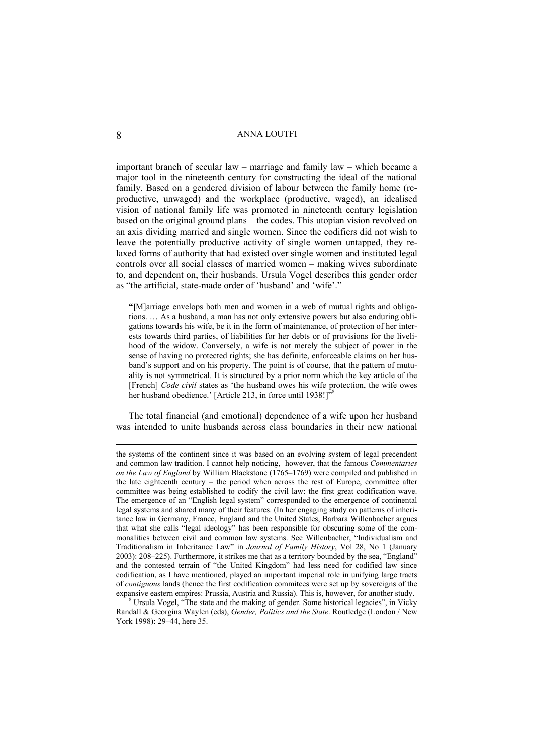important branch of secular law – marriage and family law – which became a major tool in the nineteenth century for constructing the ideal of the national family. Based on a gendered division of labour between the family home (reproductive, unwaged) and the workplace (productive, waged), an idealised vision of national family life was promoted in nineteenth century legislation based on the original ground plans – the codes. This utopian vision revolved on an axis dividing married and single women. Since the codifiers did not wish to leave the potentially productive activity of single women untapped, they relaxed forms of authority that had existed over single women and instituted legal controls over all social classes of married women – making wives subordinate to, and dependent on, their husbands. Ursula Vogel describes this gender order as "the artificial, state-made order of 'husband' and 'wife'."

> **"[**M]arriage envelops both men and women in a web of mutual rights and obligations. … As a husband, a man has not only extensive powers but also enduring obligations towards his wife, be it in the form of maintenance, of protection of her interests towards third parties, of liabilities for her debts or of provisions for the livelihood of the widow. Conversely, a wife is not merely the subject of power in the sense of having no protected rights; she has definite, enforceable claims on her husband's support and on his property. The point is of course, that the pattern of mutuality is not symmetrical. It is structured by a prior norm which the key article of the [French] *Code civil* states as 'the husband owes his wife protection, the wife owes her husband obedience.' [Article 213, in force until 1938!]"[8]

The total financial (and emotional) dependence of a wife upon her husband was intended to unite husbands across class boundaries in their new national

---

the systems of the continent since it was based on an evolving system of legal precendent and common law tradition. I cannot help noticing, however, that the famous *Commentaries on the Law of England* by William Blackstone (1765–1769) were compiled and published in the late eighteenth century – the period when across the rest of Europe, committee after committee was being established to codify the civil law: the first great codification wave. The emergence of an "English legal system" corresponded to the emergence of continental legal systems and shared many of their features. (In her engaging study on patterns of inheritance law in Germany, France, England and the United States, Barbara Willenbacher argues that what she calls "legal ideology" has been responsible for obscuring some of the commonalities between civil and common law systems. See Willenbacher, "Individualism and Traditionalism in Inheritance Law" in *Journal of Family History*, Vol 28, No 1 (January 2003): 208–225). Furthermore, it strikes me that as a territory bounded by the sea, "England" and the contested terrain of "the United Kingdom" had less need for codified law since codification, as I have mentioned, played an important imperial role in unifying large tracts of *contiguous* lands (hence the first codification commitees were set up by sovereigns of the expansive eastern empires: Prussia, Austria and Russia). This is, however, for another study.

[8] Ursula Vogel, "The state and the making of gender. Some historical legacies", in Vicky Randall & Georgina Waylen (eds), *Gender, Politics and the State*. Routledge (London / New York 1998): 29–44, here 35.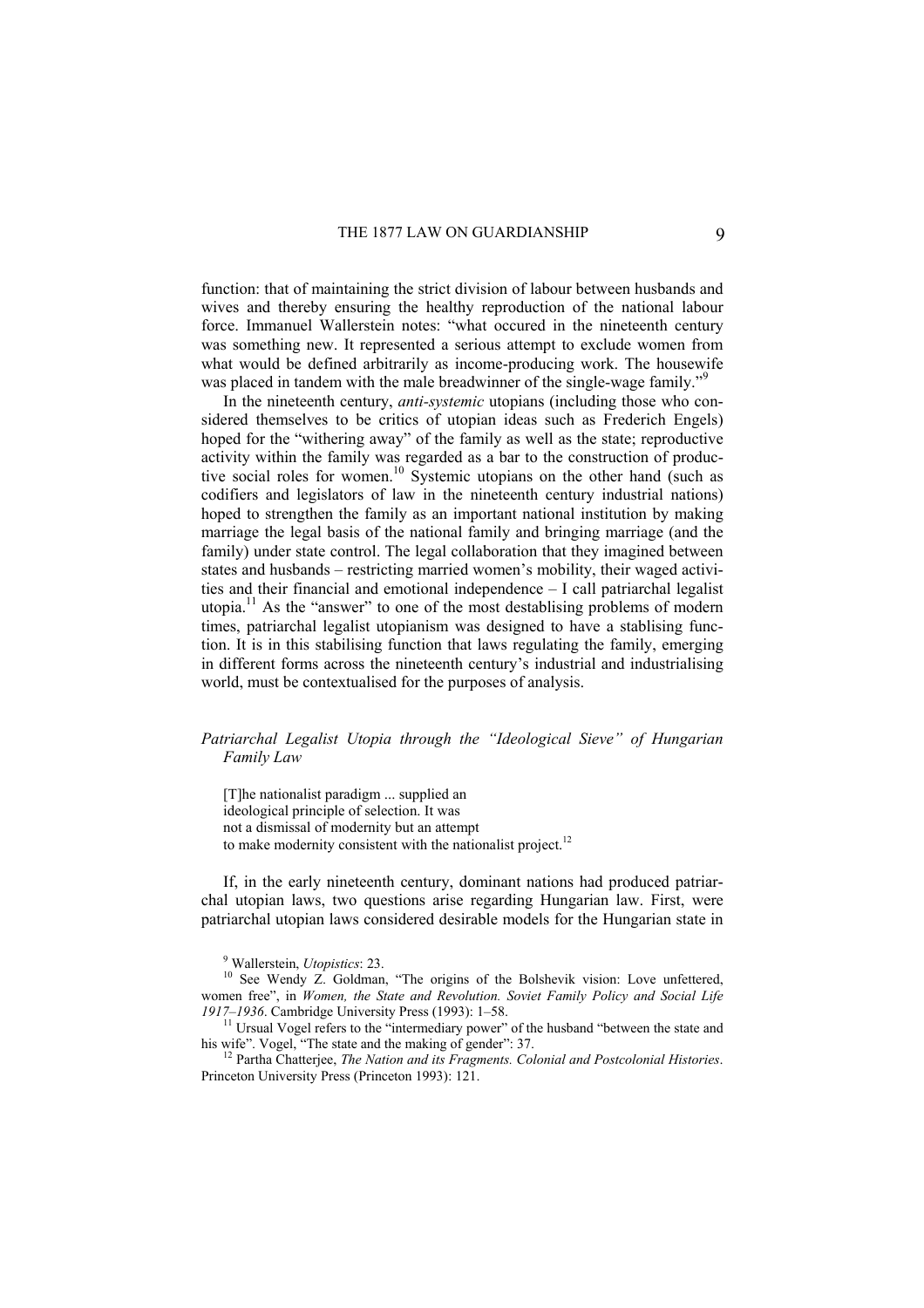function: that of maintaining the strict division of labour between husbands and wives and thereby ensuring the healthy reproduction of the national labour force. Immanuel Wallerstein notes: "what occured in the nineteenth century was something new. It represented a serious attempt to exclude women from what would be defined arbitrarily as income-producing work. The housewife was placed in tandem with the male breadwinner of the single-wage family."[9]

In the nineteenth century, *anti-systemic* utopians (including those who considered themselves to be critics of utopian ideas such as Frederich Engels) hoped for the "withering away" of the family as well as the state; reproductive activity within the family was regarded as a bar to the construction of productive social roles for women.[10] Systemic utopians on the other hand (such as codifiers and legislators of law in the nineteenth century industrial nations) hoped to strengthen the family as an important national institution by making marriage the legal basis of the national family and bringing marriage (and the family) under state control. The legal collaboration that they imagined between states and husbands – restricting married women's mobility, their waged activities and their financial and emotional independence – I call patriarchal legalist utopia.[11] As the "answer" to one of the most destablising problems of modern times, patriarchal legalist utopianism was designed to have a stablising function. It is in this stabilising function that laws regulating the family, emerging in different forms across the nineteenth century's industrial and industrialising world, must be contextualised for the purposes of analysis.

### *Patriarchal Legalist Utopia through the "Ideological Sieve" of Hungarian Family Law*

> [T]he nationalist paradigm ... supplied an
> ideological principle of selection. It was
> not a dismissal of modernity but an attempt
> to make modernity consistent with the nationalist project.[12]

If, in the early nineteenth century, dominant nations had produced patriarchal utopian laws, two questions arise regarding Hungarian law. First, were patriarchal utopian laws considered desirable models for the Hungarian state in

---

[9] Wallerstein, *Utopistics*: 23.

[10] See Wendy Z. Goldman, "The origins of the Bolshevik vision: Love unfettered, women free", in *Women, the State and Revolution. Soviet Family Policy and Social Life 1917–1936*. Cambridge University Press (1993): 1–58.

[11] Ursual Vogel refers to the "intermediary power" of the husband "between the state and his wife". Vogel, "The state and the making of gender": 37.

[12] Partha Chatterjee, *The Nation and its Fragments. Colonial and Postcolonial Histories*. Princeton University Press (Princeton 1993): 121.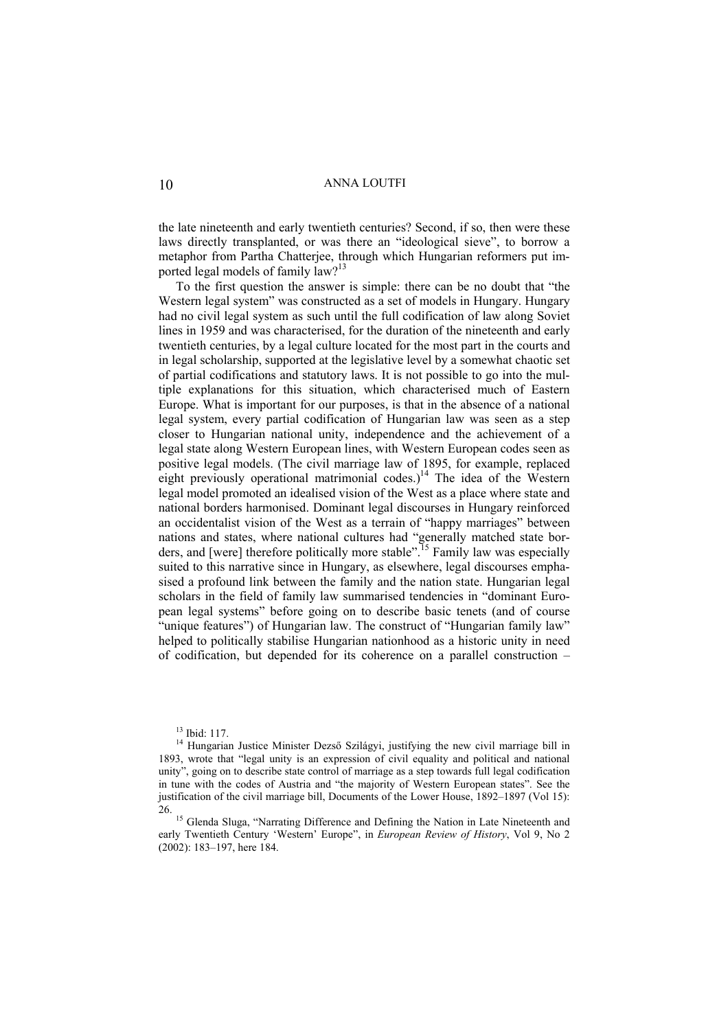the late nineteenth and early twentieth centuries? Second, if so, then were these laws directly transplanted, or was there an "ideological sieve", to borrow a metaphor from Partha Chatterjee, through which Hungarian reformers put imported legal models of family law?[13]

To the first question the answer is simple: there can be no doubt that "the Western legal system" was constructed as a set of models in Hungary. Hungary had no civil legal system as such until the full codification of law along Soviet lines in 1959 and was characterised, for the duration of the nineteenth and early twentieth centuries, by a legal culture located for the most part in the courts and in legal scholarship, supported at the legislative level by a somewhat chaotic set of partial codifications and statutory laws. It is not possible to go into the multiple explanations for this situation, which characterised much of Eastern Europe. What is important for our purposes, is that in the absence of a national legal system, every partial codification of Hungarian law was seen as a step closer to Hungarian national unity, independence and the achievement of a legal state along Western European lines, with Western European codes seen as positive legal models. (The civil marriage law of 1895, for example, replaced eight previously operational matrimonial codes.)[14] The idea of the Western legal model promoted an idealised vision of the West as a place where state and national borders harmonised. Dominant legal discourses in Hungary reinforced an occidentalist vision of the West as a terrain of "happy marriages" between nations and states, where national cultures had "generally matched state borders, and [were] therefore politically more stable".[15] Family law was especially suited to this narrative since in Hungary, as elsewhere, legal discourses emphasised a profound link between the family and the nation state. Hungarian legal scholars in the field of family law summarised tendencies in "dominant European legal systems" before going on to describe basic tenets (and of course "unique features") of Hungarian law. The construct of "Hungarian family law" helped to politically stabilise Hungarian nationhood as a historic unity in need of codification, but depended for its coherence on a parallel construction –

---

[13] Ibid: 117.

[14] Hungarian Justice Minister Dezső Szilágyi, justifying the new civil marriage bill in 1893, wrote that "legal unity is an expression of civil equality and political and national unity", going on to describe state control of marriage as a step towards full legal codification in tune with the codes of Austria and "the majority of Western European states". See the justification of the civil marriage bill, Documents of the Lower House, 1892–1897 (Vol 15): 26.

[15] Glenda Sluga, "Narrating Difference and Defining the Nation in Late Nineteenth and early Twentieth Century 'Western' Europe", in *European Review of History*, Vol 9, No 2 (2002): 183–197, here 184.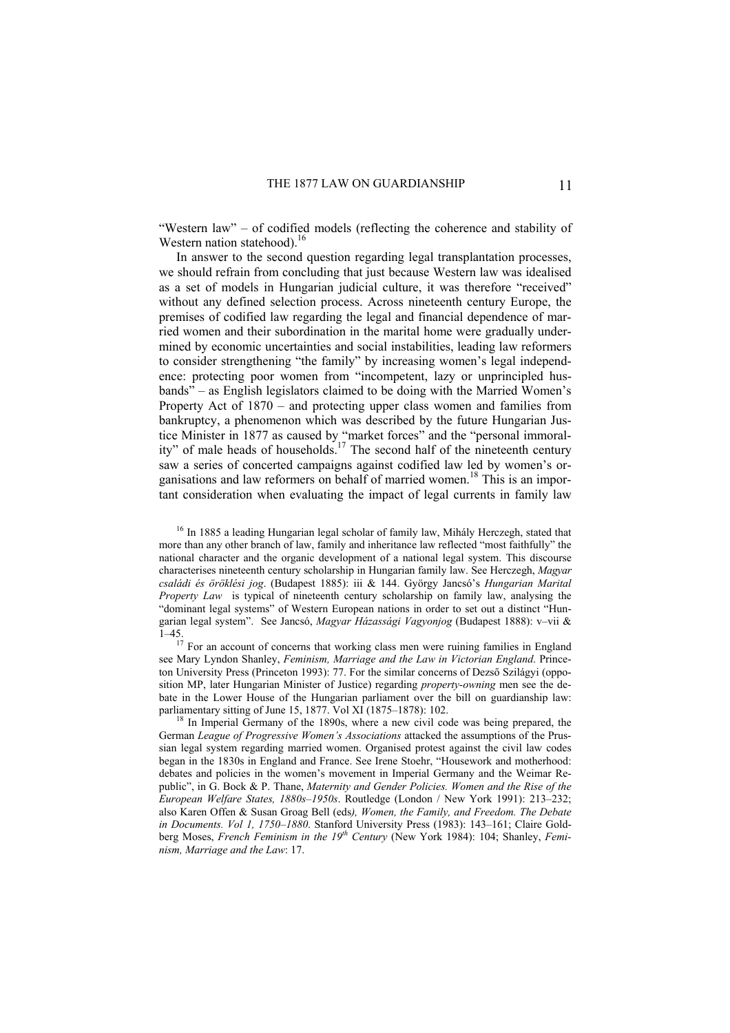"Western law" – of codified models (reflecting the coherence and stability of Western nation statehood).[16]

In answer to the second question regarding legal transplantation processes, we should refrain from concluding that just because Western law was idealised as a set of models in Hungarian judicial culture, it was therefore "received" without any defined selection process. Across nineteenth century Europe, the premises of codified law regarding the legal and financial dependence of married women and their subordination in the marital home were gradually undermined by economic uncertainties and social instabilities, leading law reformers to consider strengthening "the family" by increasing women's legal independence: protecting poor women from "incompetent, lazy or unprincipled husbands" – as English legislators claimed to be doing with the Married Women's Property Act of 1870 – and protecting upper class women and families from bankruptcy, a phenomenon which was described by the future Hungarian Justice Minister in 1877 as caused by "market forces" and the "personal immorality" of male heads of households.[17] The second half of the nineteenth century saw a series of concerted campaigns against codified law led by women's organisations and law reformers on behalf of married women.[18] This is an important consideration when evaluating the impact of legal currents in family law

[16] In 1885 a leading Hungarian legal scholar of family law, Mihály Herczegh, stated that more than any other branch of law, family and inheritance law reflected "most faithfully" the national character and the organic development of a national legal system. This discourse characterises nineteenth century scholarship in Hungarian family law. See Herczegh, *Magyar családi és öröklési jog*. (Budapest 1885): iii & 144. György Jancsó's *Hungarian Marital Property Law* is typical of nineteenth century scholarship on family law, analysing the "dominant legal systems" of Western European nations in order to set out a distinct "Hungarian legal system". See Jancsó, *Magyar Házassági Vagyonjog* (Budapest 1888): v–vii & 1–45.

[17] For an account of concerns that working class men were ruining families in England see Mary Lyndon Shanley, *Feminism, Marriage and the Law in Victorian England*. Princeton University Press (Princeton 1993): 77. For the similar concerns of Dezső Szilágyi (opposition MP, later Hungarian Minister of Justice) regarding *property-owning* men see the debate in the Lower House of the Hungarian parliament over the bill on guardianship law: parliamentary sitting of June 15, 1877. Vol XI (1875–1878): 102.

[18] In Imperial Germany of the 1890s, where a new civil code was being prepared, the German *League of Progressive Women's Associations* attacked the assumptions of the Prussian legal system regarding married women. Organised protest against the civil law codes began in the 1830s in England and France. See Irene Stoehr, "Housework and motherhood: debates and policies in the women's movement in Imperial Germany and the Weimar Republic", in G. Bock & P. Thane, *Maternity and Gender Policies. Women and the Rise of the European Welfare States, 1880s–1950s*. Routledge (London / New York 1991): 213–232; also Karen Offen & Susan Groag Bell (eds*), Women, the Family, and Freedom. The Debate in Documents. Vol 1, 1750–1880*. Stanford University Press (1983): 143–161; Claire Goldberg Moses, *French Feminism in the 19th Century* (New York 1984): 104; Shanley, *Feminism, Marriage and the Law*: 17.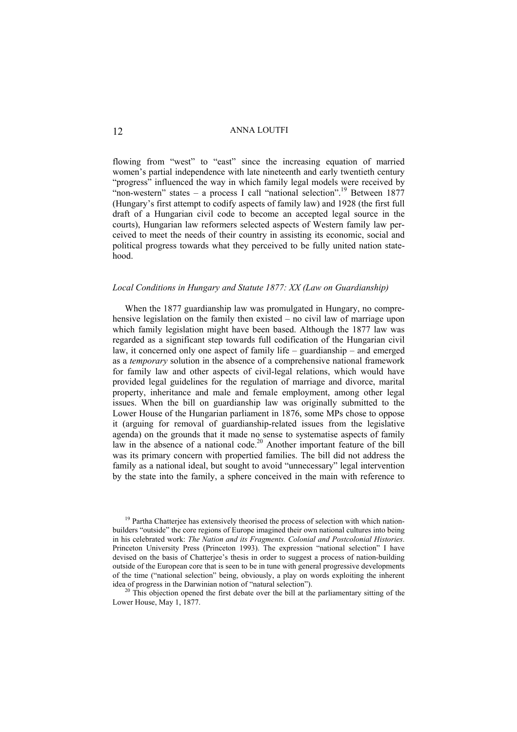flowing from "west" to "east" since the increasing equation of married women's partial independence with late nineteenth and early twentieth century "progress" influenced the way in which family legal models were received by "non-western" states – a process I call "national selection".[19] Between 1877 (Hungary's first attempt to codify aspects of family law) and 1928 (the first full draft of a Hungarian civil code to become an accepted legal source in the courts), Hungarian law reformers selected aspects of Western family law perceived to meet the needs of their country in assisting its economic, social and political progress towards what they perceived to be fully united nation statehood.

### *Local Conditions in Hungary and Statute 1877: XX (Law on Guardianship)*

When the 1877 guardianship law was promulgated in Hungary, no comprehensive legislation on the family then existed – no civil law of marriage upon which family legislation might have been based. Although the 1877 law was regarded as a significant step towards full codification of the Hungarian civil law, it concerned only one aspect of family life – guardianship – and emerged as a *temporary* solution in the absence of a comprehensive national framework for family law and other aspects of civil-legal relations, which would have provided legal guidelines for the regulation of marriage and divorce, marital property, inheritance and male and female employment, among other legal issues. When the bill on guardianship law was originally submitted to the Lower House of the Hungarian parliament in 1876, some MPs chose to oppose it (arguing for removal of guardianship-related issues from the legislative agenda) on the grounds that it made no sense to systematise aspects of family law in the absence of a national code.[20] Another important feature of the bill was its primary concern with propertied families. The bill did not address the family as a national ideal, but sought to avoid "unnecessary" legal intervention by the state into the family, a sphere conceived in the main with reference to

[19] Partha Chatterjee has extensively theorised the process of selection with which nation-builders "outside" the core regions of Europe imagined their own national cultures into being in his celebrated work: *The Nation and its Fragments. Colonial and Postcolonial Histories*. Princeton University Press (Princeton 1993). The expression "national selection" I have devised on the basis of Chatterjee's thesis in order to suggest a process of nation-building outside of the European core that is seen to be in tune with general progressive developments of the time ("national selection" being, obviously, a play on words exploiting the inherent idea of progress in the Darwinian notion of "natural selection").

[20] This objection opened the first debate over the bill at the parliamentary sitting of the Lower House, May 1, 1877.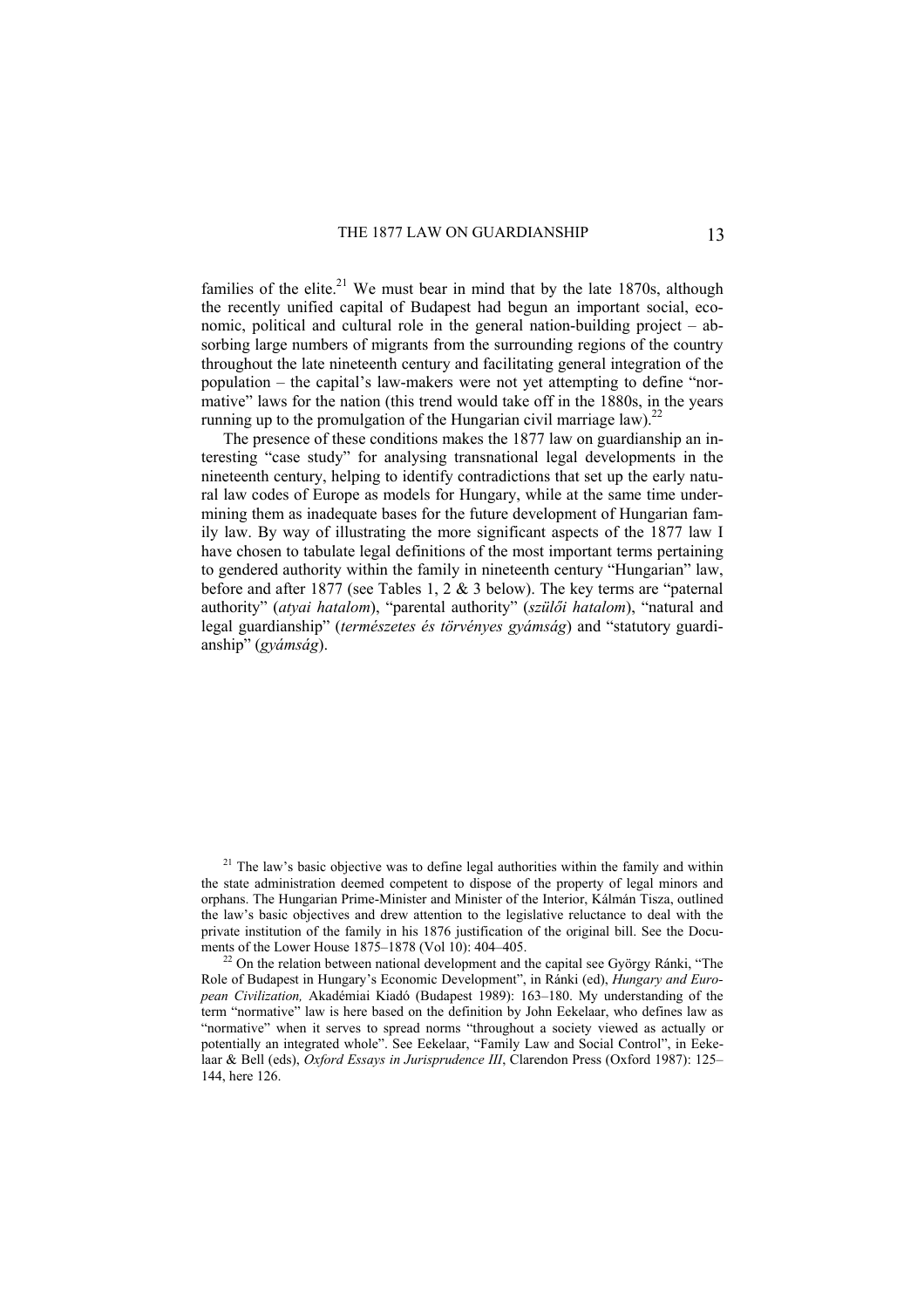families of the elite.[21] We must bear in mind that by the late 1870s, although the recently unified capital of Budapest had begun an important social, economic, political and cultural role in the general nation-building project – absorbing large numbers of migrants from the surrounding regions of the country throughout the late nineteenth century and facilitating general integration of the population – the capital's law-makers were not yet attempting to define "normative" laws for the nation (this trend would take off in the 1880s, in the years running up to the promulgation of the Hungarian civil marriage law).[22]

The presence of these conditions makes the 1877 law on guardianship an interesting "case study" for analysing transnational legal developments in the nineteenth century, helping to identify contradictions that set up the early natural law codes of Europe as models for Hungary, while at the same time undermining them as inadequate bases for the future development of Hungarian family law. By way of illustrating the more significant aspects of the 1877 law I have chosen to tabulate legal definitions of the most important terms pertaining to gendered authority within the family in nineteenth century "Hungarian" law, before and after 1877 (see Tables 1, 2 & 3 below). The key terms are "paternal authority" (*atyai hatalom*), "parental authority" (*szülői hatalom*), "natural and legal guardianship" (*természetes és törvényes gyámság*) and "statutory guardianship" (*gyámság*).

[21] The law's basic objective was to define legal authorities within the family and within the state administration deemed competent to dispose of the property of legal minors and orphans. The Hungarian Prime-Minister and Minister of the Interior, Kálmán Tisza, outlined the law's basic objectives and drew attention to the legislative reluctance to deal with the private institution of the family in his 1876 justification of the original bill. See the Documents of the Lower House 1875–1878 (Vol 10): 404–405.

[22] On the relation between national development and the capital see György Ránki, "The Role of Budapest in Hungary's Economic Development", in Ránki (ed), *Hungary and European Civilization,* Akadémiai Kiadó (Budapest 1989): 163–180. My understanding of the term "normative" law is here based on the definition by John Eekelaar, who defines law as "normative" when it serves to spread norms "throughout a society viewed as actually or potentially an integrated whole". See Eekelaar, "Family Law and Social Control", in Eekelaar & Bell (eds), *Oxford Essays in Jurisprudence III*, Clarendon Press (Oxford 1987): 125–144, here 126.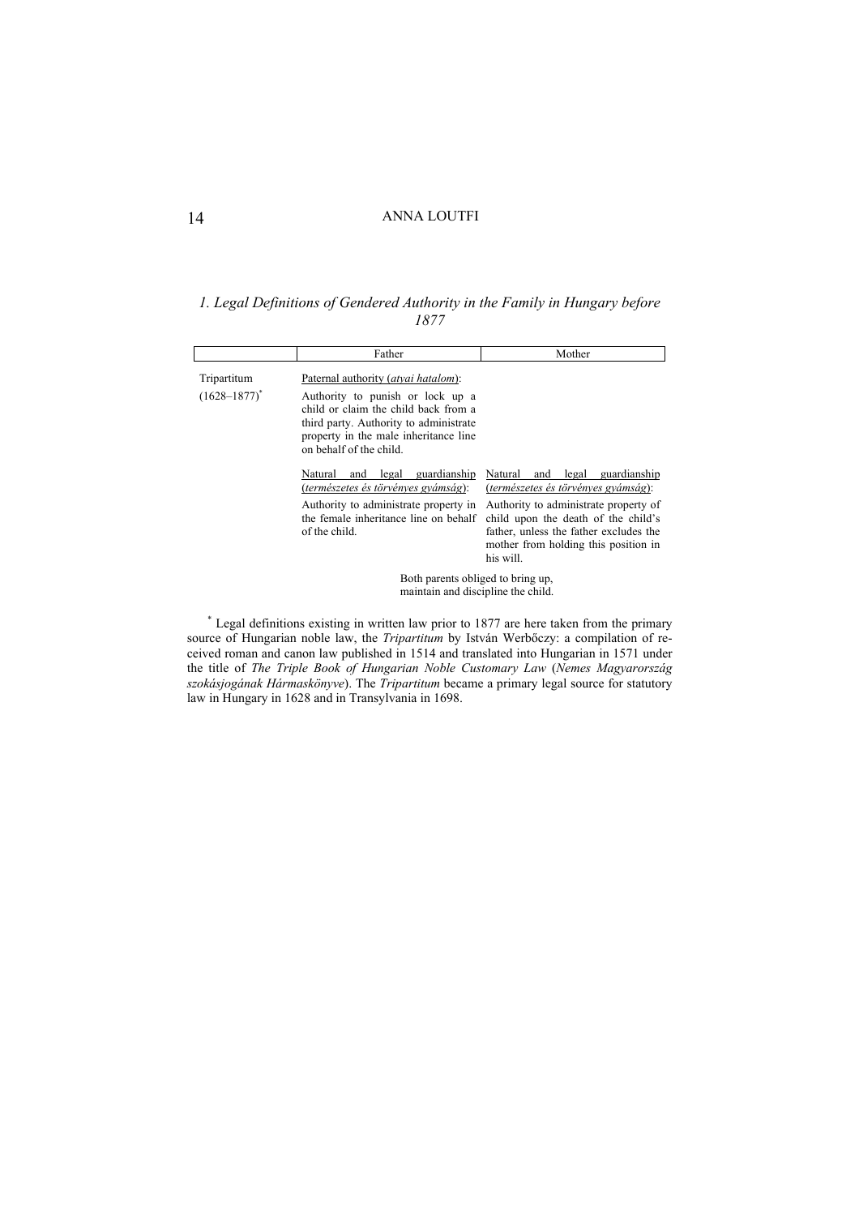*1. Legal Definitions of Gendered Authority in the Family in Hungary before 1877*

| | Father | Mother |
|---|---|---|
| Tripartitum (1628–1877)[*] | Paternal authority (*atyai hatalom*): Authority to punish or lock up a child or claim the child back from a third party. Authority to administrate property in the male inheritance line on behalf of the child. | |
| | Natural and legal guardianship (*természetes és törvényes gyámság*): Authority to administrate property in the female inheritance line on behalf of the child. | Natural and legal guardianship (*természetes és törvényes gyámság*): Authority to administrate property of child upon the death of the child's father, unless the father excludes the mother from holding this position in his will. |
| | Both parents obliged to bring up, maintain and discipline the child. | |

[*] Legal definitions existing in written law prior to 1877 are here taken from the primary source of Hungarian noble law, the *Tripartitum* by István Werbőczy: a compilation of received roman and canon law published in 1514 and translated into Hungarian in 1571 under the title of *The Triple Book of Hungarian Noble Customary Law* (*Nemes Magyarország szokásjogának Hármaskönyve*). The *Tripartitum* became a primary legal source for statutory law in Hungary in 1628 and in Transylvania in 1698.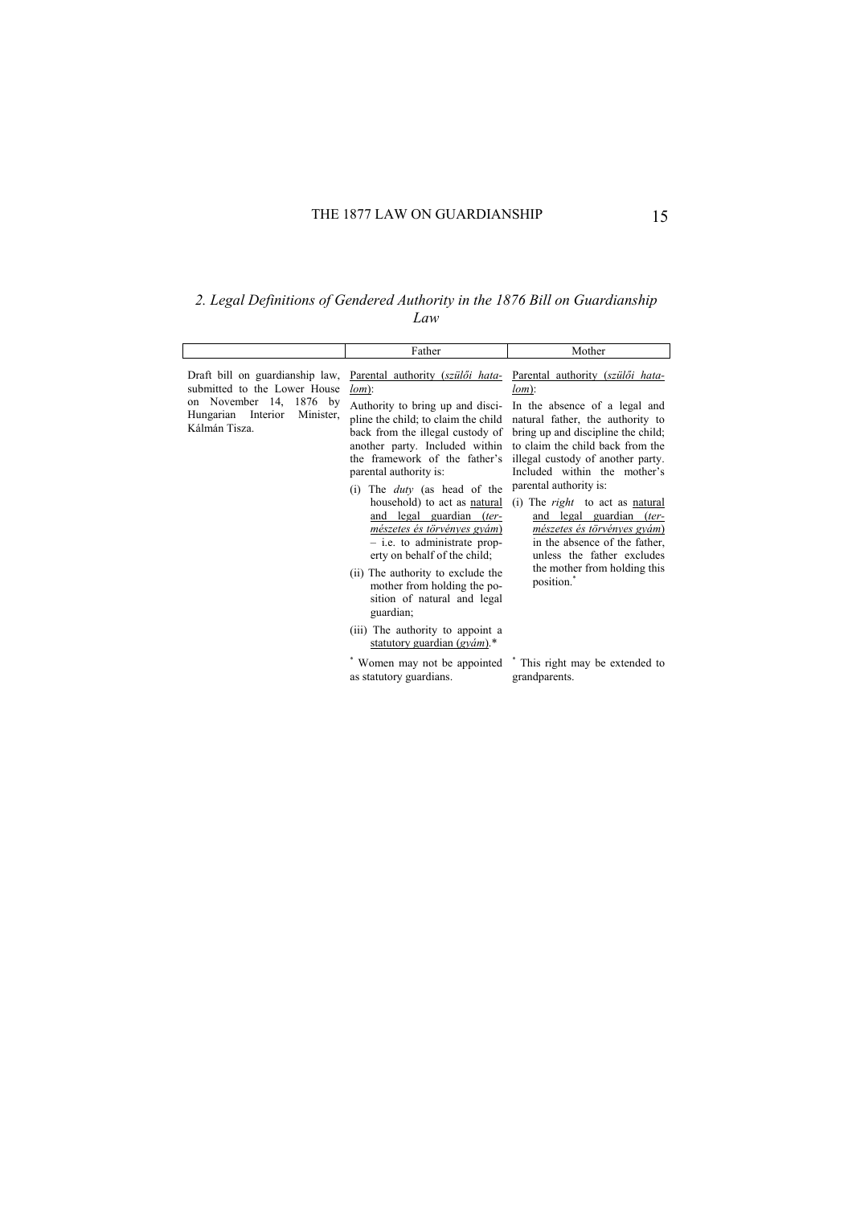*2. Legal Definitions of Gendered Authority in the 1876 Bill on Guardianship Law*

| | Father | Mother |
|---|---|---|
| Draft bill on guardianship law, submitted to the Lower House on November 14, 1876 by Hungarian Interior Minister, Kálmán Tisza. | Parental authority (*szülői hatalom*):<br><br>Authority to bring up and discipline the child; to claim the child back from the illegal custody of another party. Included within the framework of the father's parental authority is:<br><br>(i) The *duty* (as head of the household) to act as natural and legal guardian (*természetes és törvényes gyám*) – i.e. to administrate property on behalf of the child;<br><br>(ii) The authority to exclude the mother from holding the position of natural and legal guardian;<br><br>(iii) The authority to appoint a statutory guardian (*gyám*).*<br><br>* Women may not be appointed as statutory guardians. | Parental authority (*szülői hatalom*):<br><br>In the absence of a legal and natural father, the authority to bring up and discipline the child; to claim the child back from the illegal custody of another party. Included within the mother's parental authority is:<br><br>(i) The *right* to act as natural and legal guardian (*természetes és törvényes gyám*) in the absence of the father, unless the father excludes the mother from holding this position.*<br><br>* This right may be extended to grandparents. |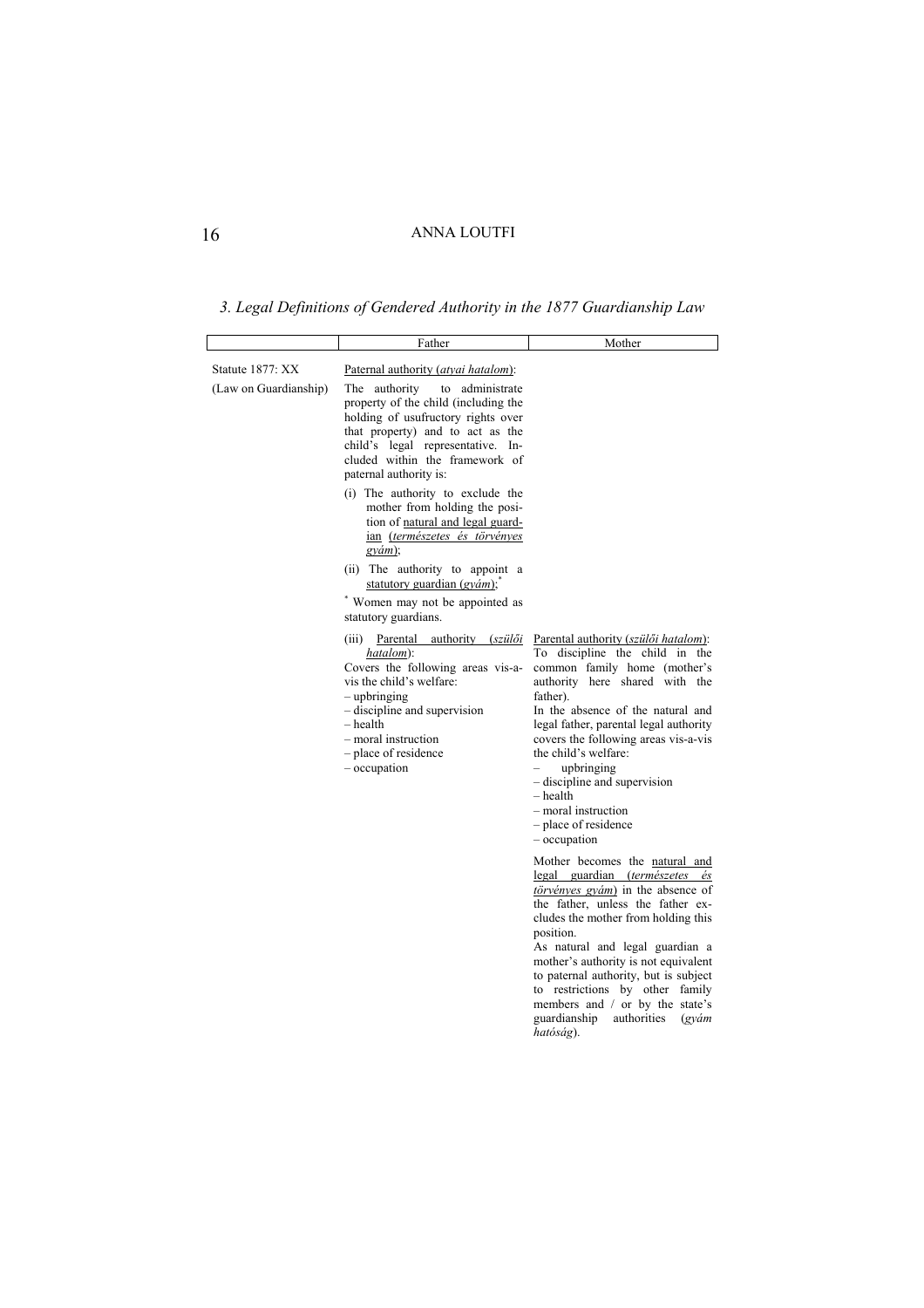### *3. Legal Definitions of Gendered Authority in the 1877 Guardianship Law*

| | Father | Mother |
|---|---|---|
| Statute 1877: XX (Law on Guardianship) | Paternal authority (*atyai hatalom*): The authority to administrate property of the child (including the holding of usufructory rights over that property) and to act as the child's legal representative. Included within the framework of paternal authority is: (i) The authority to exclude the mother from holding the position of natural and legal guardian (*természetes és törvényes gyám*); (ii) The authority to appoint a statutory guardian (*gyám*);* <br>* Women may not be appointed as statutory guardians. | |
| | (iii) Parental authority (*szülői hatalom*): Covers the following areas vis-a-vis the child's welfare: – upbringing – discipline and supervision – health – moral instruction – place of residence – occupation | Parental authority (*szülői hatalom*): To discipline the child in the common family home (mother's authority here shared with the father). In the absence of the natural and legal father, parental legal authority covers the following areas vis-a-vis the child's welfare: – upbringing – discipline and supervision – health – moral instruction – place of residence – occupation |
| | | Mother becomes the natural and legal guardian (*természetes és törvényes gyám*) in the absence of the father, unless the father excludes the mother from holding this position. As natural and legal guardian a mother's authority is not equivalent to paternal authority, but is subject to restrictions by other family members and / or by the state's guardianship authorities (*gyám hatóság*). |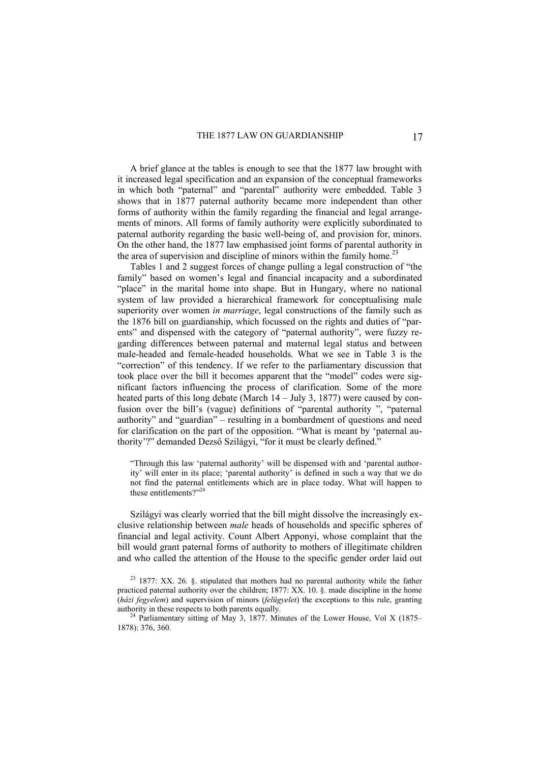A brief glance at the tables is enough to see that the 1877 law brought with it increased legal specification and an expansion of the conceptual frameworks in which both "paternal" and "parental" authority were embedded. Table 3 shows that in 1877 paternal authority became more independent than other forms of authority within the family regarding the financial and legal arrangements of minors. All forms of family authority were explicitly subordinated to paternal authority regarding the basic well-being of, and provision for, minors. On the other hand, the 1877 law emphasised joint forms of parental authority in the area of supervision and discipline of minors within the family home.[23]

Tables 1 and 2 suggest forces of change pulling a legal construction of "the family" based on women's legal and financial incapacity and a subordinated "place" in the marital home into shape. But in Hungary, where no national system of law provided a hierarchical framework for conceptualising male superiority over women *in marriage*, legal constructions of the family such as the 1876 bill on guardianship, which focussed on the rights and duties of "parents" and dispensed with the category of "paternal authority", were fuzzy regarding differences between paternal and maternal legal status and between male-headed and female-headed households. What we see in Table 3 is the "correction" of this tendency. If we refer to the parliamentary discussion that took place over the bill it becomes apparent that the "model" codes were significant factors influencing the process of clarification. Some of the more heated parts of this long debate (March 14 – July 3, 1877) were caused by confusion over the bill's (vague) definitions of "parental authority ", "paternal authority" and "guardian" – resulting in a bombardment of questions and need for clarification on the part of the opposition. "What is meant by 'paternal authority'?" demanded Dezső Szilágyi, "for it must be clearly defined."

> "Through this law 'paternal authority' will be dispensed with and 'parental authority' will enter in its place; 'parental authority' is defined in such a way that we do not find the paternal entitlements which are in place today. What will happen to these entitlements?"[24]

Szilágyi was clearly worried that the bill might dissolve the increasingly exclusive relationship between *male* heads of households and specific spheres of financial and legal activity. Count Albert Apponyi, whose complaint that the bill would grant paternal forms of authority to mothers of illegitimate children and who called the attention of the House to the specific gender order laid out

---

[23] 1877: XX. 26. §. stipulated that mothers had no parental authority while the father practiced paternal authority over the children; 1877: XX. 10. §. made discipline in the home (*házi fegyelem*) and supervision of minors (*felügyelet*) the exceptions to this rule, granting authority in these respects to both parents equally.

[24] Parliamentary sitting of May 3, 1877. Minutes of the Lower House, Vol X (1875–1878): 376, 360.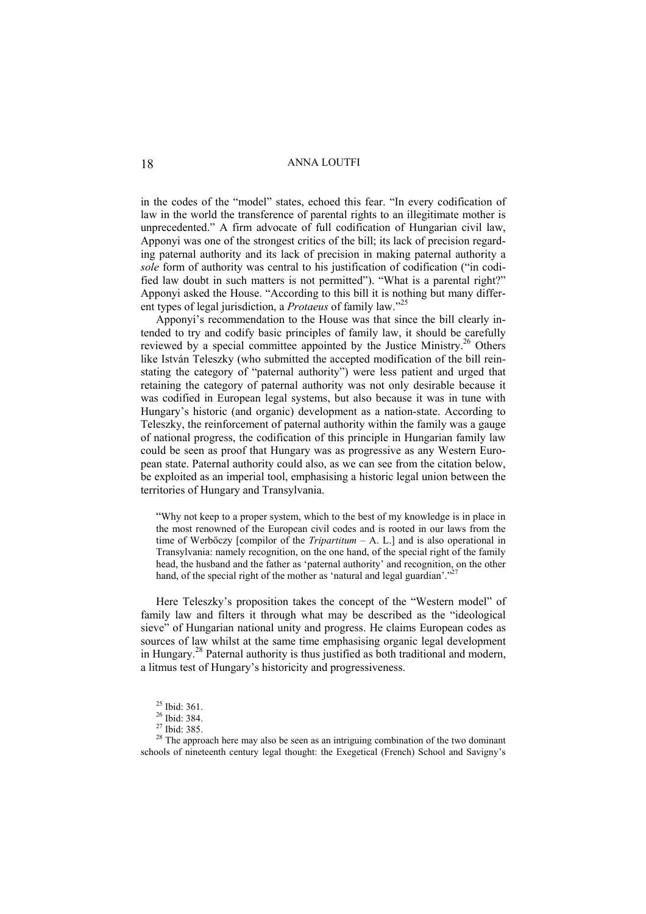in the codes of the "model" states, echoed this fear. "In every codification of law in the world the transference of parental rights to an illegitimate mother is unprecedented." A firm advocate of full codification of Hungarian civil law, Apponyi was one of the strongest critics of the bill; its lack of precision regarding paternal authority and its lack of precision in making paternal authority a *sole* form of authority was central to his justification of codification ("in codified law doubt in such matters is not permitted"). "What is a parental right?" Apponyi asked the House. "According to this bill it is nothing but many different types of legal jurisdiction, a *Protaeus* of family law."[25]

Apponyi's recommendation to the House was that since the bill clearly intended to try and codify basic principles of family law, it should be carefully reviewed by a special committee appointed by the Justice Ministry.[26] Others like István Teleszky (who submitted the accepted modification of the bill reinstating the category of "paternal authority") were less patient and urged that retaining the category of paternal authority was not only desirable because it was codified in European legal systems, but also because it was in tune with Hungary's historic (and organic) development as a nation-state. According to Teleszky, the reinforcement of paternal authority within the family was a gauge of national progress, the codification of this principle in Hungarian family law could be seen as proof that Hungary was as progressive as any Western European state. Paternal authority could also, as we can see from the citation below, be exploited as an imperial tool, emphasising a historic legal union between the territories of Hungary and Transylvania.

> "Why not keep to a proper system, which to the best of my knowledge is in place in the most renowned of the European civil codes and is rooted in our laws from the time of Werbőczy [compilor of the *Tripartitum* – A. L.] and is also operational in Transylvania: namely recognition, on the one hand, of the special right of the family head, the husband and the father as 'paternal authority' and recognition, on the other hand, of the special right of the mother as 'natural and legal guardian'."[27]

Here Teleszky's proposition takes the concept of the "Western model" of family law and filters it through what may be described as the "ideological sieve" of Hungarian national unity and progress. He claims European codes as sources of law whilst at the same time emphasising organic legal development in Hungary.[28] Paternal authority is thus justified as both traditional and modern, a litmus test of Hungary's historicity and progressiveness.

[25] Ibid: 361.

[26] Ibid: 384.

[27] Ibid: 385.

[28] The approach here may also be seen as an intriguing combination of the two dominant schools of nineteenth century legal thought: the Exegetical (French) School and Savigny's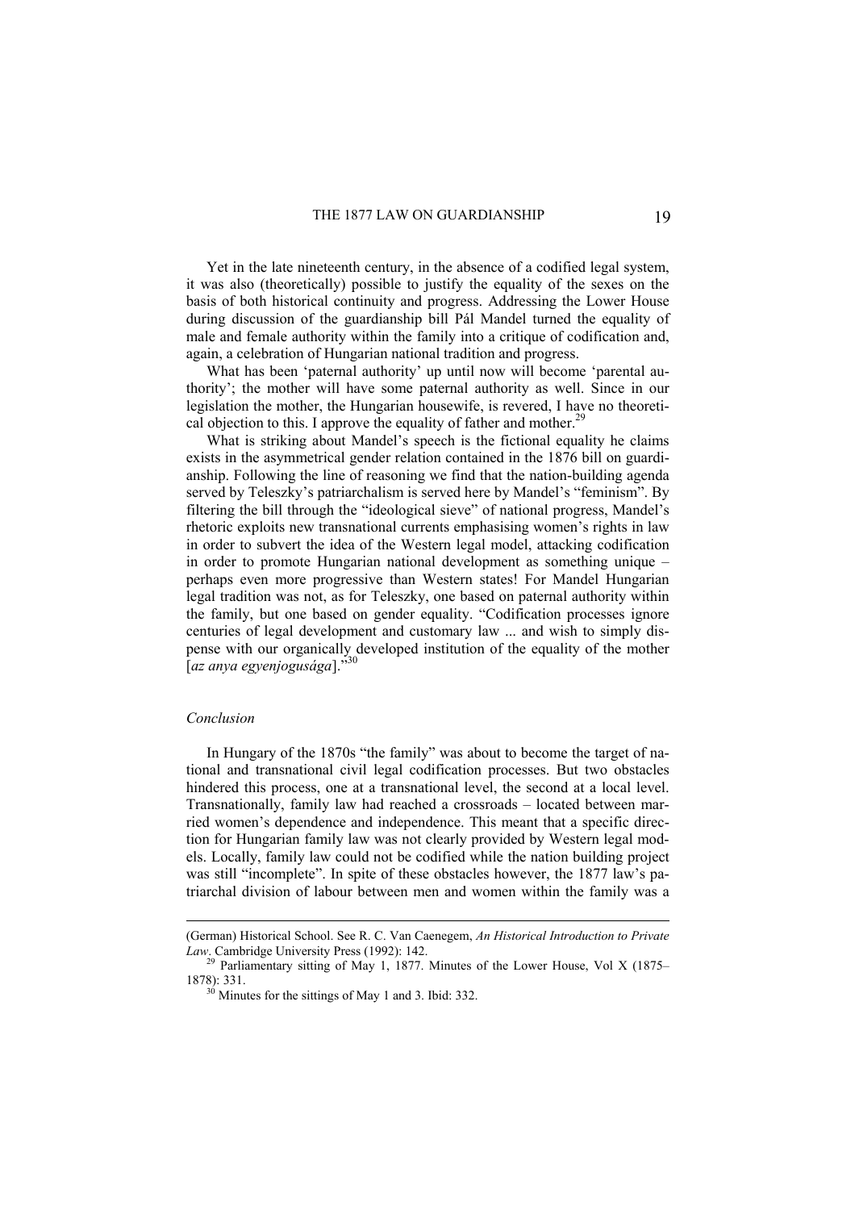Yet in the late nineteenth century, in the absence of a codified legal system, it was also (theoretically) possible to justify the equality of the sexes on the basis of both historical continuity and progress. Addressing the Lower House during discussion of the guardianship bill Pál Mandel turned the equality of male and female authority within the family into a critique of codification and, again, a celebration of Hungarian national tradition and progress.

What has been 'paternal authority' up until now will become 'parental authority'; the mother will have some paternal authority as well. Since in our legislation the mother, the Hungarian housewife, is revered, I have no theoretical objection to this. I approve the equality of father and mother.[29]

What is striking about Mandel's speech is the fictional equality he claims exists in the asymmetrical gender relation contained in the 1876 bill on guardianship. Following the line of reasoning we find that the nation-building agenda served by Teleszky's patriarchalism is served here by Mandel's "feminism". By filtering the bill through the "ideological sieve" of national progress, Mandel's rhetoric exploits new transnational currents emphasising women's rights in law in order to subvert the idea of the Western legal model, attacking codification in order to promote Hungarian national development as something unique – perhaps even more progressive than Western states! For Mandel Hungarian legal tradition was not, as for Teleszky, one based on paternal authority within the family, but one based on gender equality. "Codification processes ignore centuries of legal development and customary law ... and wish to simply dispense with our organically developed institution of the equality of the mother [*az anya egyenjogusága*]."[30]

*Conclusion*

In Hungary of the 1870s "the family" was about to become the target of national and transnational civil legal codification processes. But two obstacles hindered this process, one at a transnational level, the second at a local level. Transnationally, family law had reached a crossroads – located between married women's dependence and independence. This meant that a specific direction for Hungarian family law was not clearly provided by Western legal models. Locally, family law could not be codified while the nation building project was still "incomplete". In spite of these obstacles however, the 1877 law's patriarchal division of labour between men and women within the family was a

---

(German) Historical School. See R. C. Van Caenegem, *An Historical Introduction to Private Law*. Cambridge University Press (1992): 142.

[29] Parliamentary sitting of May 1, 1877. Minutes of the Lower House, Vol X (1875–1878): 331.

[30] Minutes for the sittings of May 1 and 3. Ibid: 332.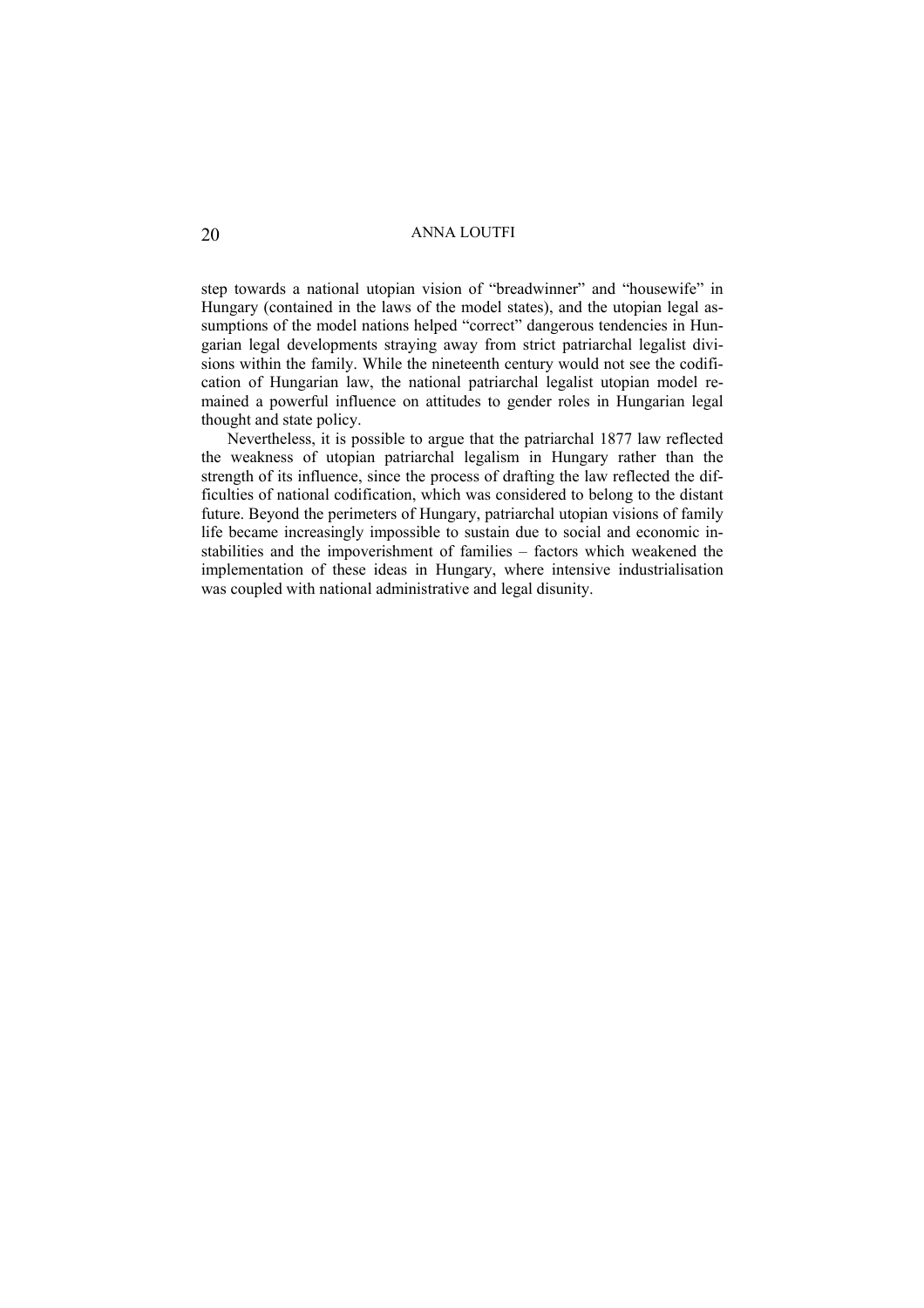step towards a national utopian vision of "breadwinner" and "housewife" in Hungary (contained in the laws of the model states), and the utopian legal assumptions of the model nations helped "correct" dangerous tendencies in Hungarian legal developments straying away from strict patriarchal legalist divisions within the family. While the nineteenth century would not see the codification of Hungarian law, the national patriarchal legalist utopian model remained a powerful influence on attitudes to gender roles in Hungarian legal thought and state policy.

Nevertheless, it is possible to argue that the patriarchal 1877 law reflected the weakness of utopian patriarchal legalism in Hungary rather than the strength of its influence, since the process of drafting the law reflected the difficulties of national codification, which was considered to belong to the distant future. Beyond the perimeters of Hungary, patriarchal utopian visions of family life became increasingly impossible to sustain due to social and economic instabilities and the impoverishment of families – factors which weakened the implementation of these ideas in Hungary, where intensive industrialisation was coupled with national administrative and legal disunity.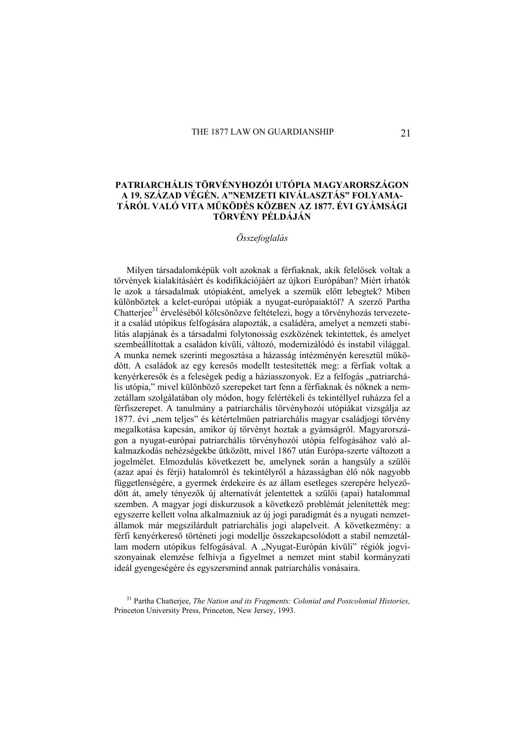## PATRIARCHÁLIS TÖRVÉNYHOZÓI UTÓPIA MAGYARORSZÁGON A 19. SZÁZAD VÉGÉN. A"NEMZETI KIVÁLASZTÁS" FOLYAMATÁRÓL VALÓ VITA MŰKÖDÉS KÖZBEN AZ 1877. ÉVI GYÁMSÁGI TÖRVÉNY PÉLDÁJÁN

*Összefoglalás*

Milyen társadalomképük volt azoknak a férfiaknak, akik felelősek voltak a törvények kialakításáért és kodifikációjáért az újkori Európában? Miért írhatók le azok a társadalmak utópiaként, amelyek a szemük előtt lebegtek? Miben különböztek a kelet-európai utópiák a nyugat-európaiaktól? A szerző Partha Chatterjee[31] érveléséből kölcsönözve feltételezi, hogy a törvényhozás tervezeteit a család utópikus felfogására alapozták, a családéra, amelyet a nemzeti stabilitás alapjának és a társadalmi folytonosság eszközének tekintettek, és amelyet szembeállítottak a családon kívüli, változó, modernizálódó és instabil világgal. A munka nemek szerinti megosztása a házasság intézményén keresztül működött. A családok az egy keresős modellt testesítették meg: a férfiak voltak a kenyérkeresők és a feleségek pedig a háziasszonyok. Ez a felfogás „patriarchális utópia," mivel különböző szerepeket tart fenn a férfiaknak és nőknek a nemzetállam szolgálatában oly módon, hogy felértékeli és tekintéllyel ruházza fel a férfiszerepet. A tanulmány a patriarchális törvényhozói utópiákat vizsgálja az 1877. évi „nem teljes" és kétértelműen patriarchális magyar családjogi törvény megalkotása kapcsán, amikor új törvényt hoztak a gyámságról. Magyarországon a nyugat-európai patriarchális törvényhozói utópia felfogásához való alkalmazkodás nehézségekbe ütközött, mivel 1867 után Európa-szerte változott a jogelmélet. Elmozdulás következett be, amelynek során a hangsúly a szülői (azaz apai és férji) hatalomról és tekintélyről a házasságban élő nők nagyobb függetlenségére, a gyermek érdekeire és az állam esetleges szerepére helyeződött át, amely tényezők új alternatívát jelentettek a szülői (apai) hatalommal szemben. A magyar jogi diskurzusok a következő problémát jelenítették meg: egyszerre kellett volna alkalmazniuk az új jogi paradigmát és a nyugati nemzetállamok már megszilárdult patriarchális jogi alapelveit. A következmény: a férfi kenyérkereső történeti jogi modellje összekapcsolódott a stabil nemzetállam modern utópikus felfogásával. A „Nyugat-Európán kívüli" régiók jogviszonyainak elemzése felhívja a figyelmet a nemzet mint stabil kormányzati ideál gyengeségére és egyszersmind annak patriarchális vonásaira.

[31] Partha Chatterjee, *The Nation and its Fragments: Colonial and Postcolonial Histories,* Princeton University Press, Princeton, New Jersey, 1993.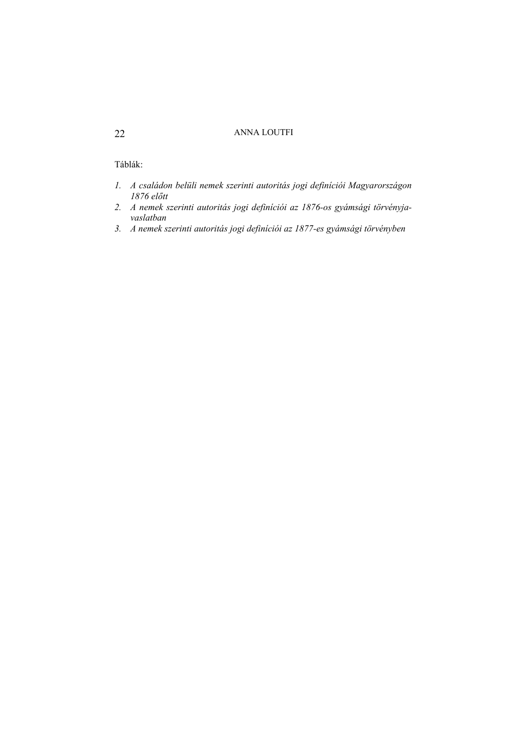Táblák:

1. *A családon belüli nemek szerinti autoritás jogi definíciói Magyarországon 1876 előtt*
2. *A nemek szerinti autoritás jogi definíciói az 1876-os gyámsági törvényjavaslatban*
3. *A nemek szerinti autoritás jogi definíciói az 1877-es gyámsági törvényben*